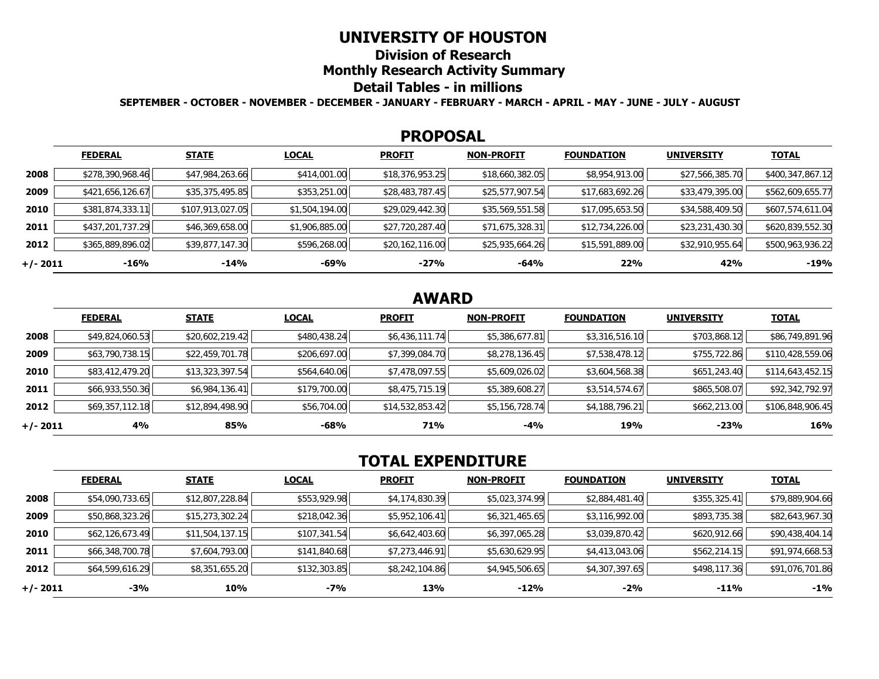# UNIVERSITY OF HOUSTON

## Division of Research

## Monthly Research Activity Summary

## Detail Tables - in millions

**SEPTEMBER - OCTOBER - NOVEMBER - DECEMBER - JANUARY - FEBRUARY - MARCH - APRIL - MAY - JUNE - JULY - AUGUST**

## PROPOSAL

| | FEDERAL | STATE | LOCAL | PROFIT | NON-PROFIT | FOUNDATION | UNIVERSITY | TOTAL |
|---|---|---|---|---|---|---|---|---|
| **2008** | $278,390,968.46 | $47,984,263.66 | $414,001.00 | $18,376,953.25 | $18,660,382.05 | $8,954,913.00 | $27,566,385.70 | $400,347,867.12 |
| **2009** | $421,656,126.67 | $35,375,495.85 | $353,251.00 | $28,483,787.45 | $25,577,907.54 | $17,683,692.26 | $33,479,395.00 | $562,609,655.77 |
| **2010** | $381,874,333.11 | $107,913,027.05 | $1,504,194.00 | $29,029,442.30 | $35,569,551.58 | $17,095,653.50 | $34,588,409.50 | $607,574,611.04 |
| **2011** | $437,201,737.29 | $46,369,658.00 | $1,906,885.00 | $27,720,287.40 | $71,675,328.31 | $12,734,226.00 | $23,231,430.30 | $620,839,552.30 |
| **2012** | $365,889,896.02 | $39,877,147.30 | $596,268.00 | $20,162,116.00 | $25,935,664.26 | $15,591,889.00 | $32,910,955.64 | $500,963,936.22 |
| **+/- 2011** | **-16%** | **-14%** | **-69%** | **-27%** | **-64%** | **22%** | **42%** | **-19%** |

## AWARD

| | FEDERAL | STATE | LOCAL | PROFIT | NON-PROFIT | FOUNDATION | UNIVERSITY | TOTAL |
|---|---|---|---|---|---|---|---|---|
| **2008** | $49,824,060.53 | $20,602,219.42 | $480,438.24 | $6,436,111.74 | $5,386,677.81 | $3,316,516.10 | $703,868.12 | $86,749,891.96 |
| **2009** | $63,790,738.15 | $22,459,701.78 | $206,697.00 | $7,399,084.70 | $8,278,136.45 | $7,538,478.12 | $755,722.86 | $110,428,559.06 |
| **2010** | $83,412,479.20 | $13,323,397.54 | $564,640.06 | $7,478,097.55 | $5,609,026.02 | $3,604,568.38 | $651,243.40 | $114,643,452.15 |
| **2011** | $66,933,550.36 | $6,984,136.41 | $179,700.00 | $8,475,715.19 | $5,389,608.27 | $3,514,574.67 | $865,508.07 | $92,342,792.97 |
| **2012** | $69,357,112.18 | $12,894,498.90 | $56,704.00 | $14,532,853.42 | $5,156,728.74 | $4,188,796.21 | $662,213.00 | $106,848,906.45 |
| **+/- 2011** | **4%** | **85%** | **-68%** | **71%** | **-4%** | **19%** | **-23%** | **16%** |

## TOTAL EXPENDITURE

| | FEDERAL | STATE | LOCAL | PROFIT | NON-PROFIT | FOUNDATION | UNIVERSITY | TOTAL |
|---|---|---|---|---|---|---|---|---|
| **2008** | $54,090,733.65 | $12,807,228.84 | $553,929.98 | $4,174,830.39 | $5,023,374.99 | $2,884,481.40 | $355,325.41 | $79,889,904.66 |
| **2009** | $50,868,323.26 | $15,273,302.24 | $218,042.36 | $5,952,106.41 | $6,321,465.65 | $3,116,992.00 | $893,735.38 | $82,643,967.30 |
| **2010** | $62,126,673.49 | $11,504,137.15 | $107,341.54 | $6,642,403.60 | $6,397,065.28 | $3,039,870.42 | $620,912.66 | $90,438,404.14 |
| **2011** | $66,348,700.78 | $7,604,793.00 | $141,840.68 | $7,273,446.91 | $5,630,629.95 | $4,413,043.06 | $562,214.15 | $91,974,668.53 |
| **2012** | $64,599,616.29 | $8,351,655.20 | $132,303.85 | $8,242,104.86 | $4,945,506.65 | $4,307,397.65 | $498,117.36 | $91,076,701.86 |
| **+/- 2011** | **-3%** | **10%** | **-7%** | **13%** | **-12%** | **-2%** | **-11%** | **-1%** |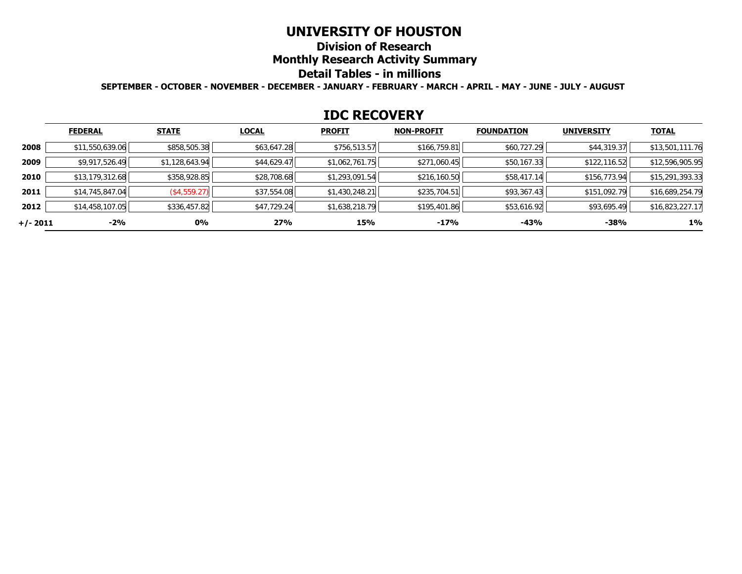# UNIVERSITY OF HOUSTON

## Division of Research

## Monthly Research Activity Summary

## Detail Tables - in millions

**SEPTEMBER - OCTOBER - NOVEMBER - DECEMBER - JANUARY - FEBRUARY - MARCH - APRIL - MAY - JUNE - JULY - AUGUST**

## IDC RECOVERY

| | FEDERAL | STATE | LOCAL | PROFIT | NON-PROFIT | FOUNDATION | UNIVERSITY | TOTAL |
|---|---|---|---|---|---|---|---|---|
| **2008** | $11,550,639.06 | $858,505.38 | $63,647.28 | $756,513.57 | $166,759.81 | $60,727.29 | $44,319.37 | $13,501,111.76 |
| **2009** | $9,917,526.49 | $1,128,643.94 | $44,629.47 | $1,062,761.75 | $271,060.45 | $50,167.33 | $122,116.52 | $12,596,905.95 |
| **2010** | $13,179,312.68 | $358,928.85 | $28,708.68 | $1,293,091.54 | $216,160.50 | $58,417.14 | $156,773.94 | $15,291,393.33 |
| **2011** | $14,745,847.04 | ($4,559.27) | $37,554.08 | $1,430,248.21 | $235,704.51 | $93,367.43 | $151,092.79 | $16,689,254.79 |
| **2012** | $14,458,107.05 | $336,457.82 | $47,729.24 | $1,638,218.79 | $195,401.86 | $53,616.92 | $93,695.49 | $16,823,227.17 |
| **+/- 2011** | **-2%** | **0%** | **27%** | **15%** | **-17%** | **-43%** | **-38%** | **1%** |